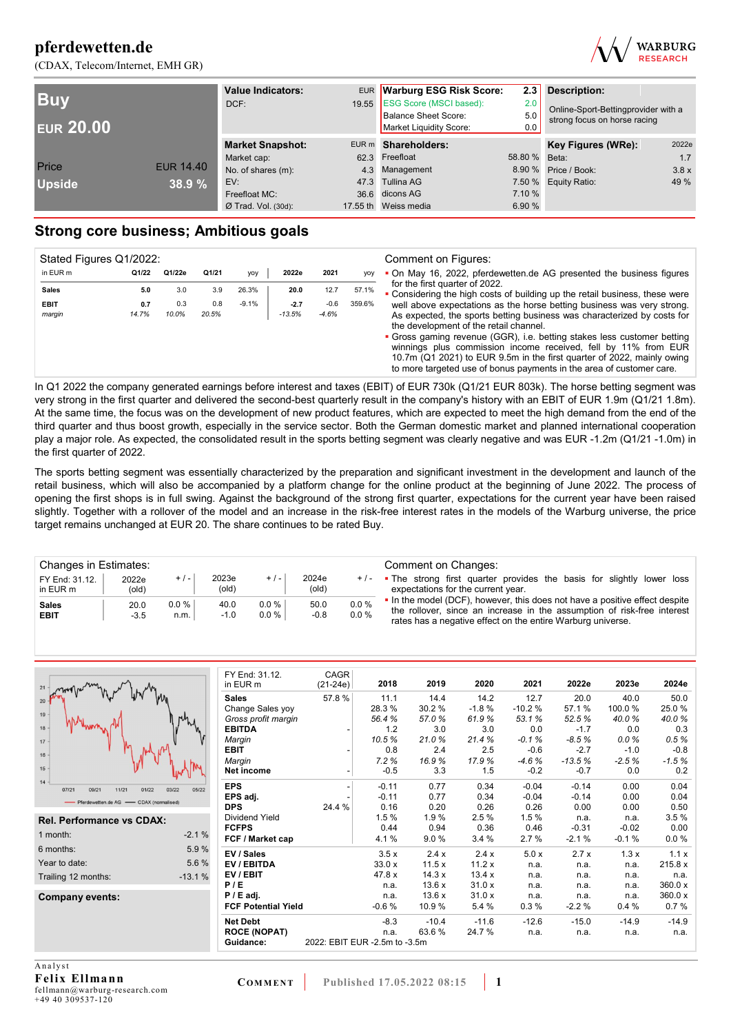# pferdewetten.de

(CDAX, Telecom/Internet, EMH GR)

| | |
|---|---|
| **Buy** | |
| **EUR 20.00** | |
| Price | EUR 14.40 |
| Upside | 38.9 % |

| Value Indicators: | EUR |
|---|---|
| DCF: | 19.55 |

| Warburg ESG Risk Score: | 2.3 |
|---|---|
| ESG Score (MSCI based): | 2.0 |
| Balance Sheet Score: | 5.0 |
| Market Liquidity Score: | 0.0 |

**Description:** Online-Sport-Bettingprovider with a strong focus on horse racing

| Market Snapshot: | EUR m |
|---|---|
| Market cap: | 62.3 |
| No. of shares (m): | 4.3 |
| EV: | 47.3 |
| Freefloat MC: | 36.6 |
| Ø Trad. Vol. (30d): | 17.55 th |

| Shareholders: | |
|---|---|
| Freefloat | 58.80 % |
| Management | 8.90 % |
| Tullina AG | 7.50 % |
| dicons AG | 7.10 % |
| Weiss media | 6.90 % |

| Key Figures (WRe): | 2022e |
|---|---|
| Beta: | 1.7 |
| Price / Book: | 3.8 x |
| Equity Ratio: | 49 % |

## Strong core business; Ambitious goals

**Stated Figures Q1/2022:**

| in EUR m | Q1/22 | Q1/22e | Q1/21 | yoy | 2022e | 2021 | yoy |
|---|---|---|---|---|---|---|---|
| **Sales** | **5.0** | 3.0 | 3.9 | 26.3% | **20.0** | 12.7 | 57.1% |
| **EBIT** | **0.7** | 0.3 | 0.8 | -9.1% | **-2.7** | -0.6 | 359.6% |
| *margin* | *14.7%* | *10.0%* | *20.5%* | | *-13.5%* | *-4.6%* | |

**Comment on Figures:**

- On May 16, 2022, pferdewetten.de AG presented the business figures for the first quarter of 2022.
- Considering the high costs of building up the retail business, these were well above expectations as the horse betting business was very strong. As expected, the sports betting business was characterized by costs for the development of the retail channel.
- Gross gaming revenue (GGR), i.e. betting stakes less customer betting winnings plus commission income received, fell by 11% from EUR 10.7m (Q1 2021) to EUR 9.5m in the first quarter of 2022, mainly owing to more targeted use of bonus payments in the area of customer care.

In Q1 2022 the company generated earnings before interest and taxes (EBIT) of EUR 730k (Q1/21 EUR 803k). The horse betting segment was very strong in the first quarter and delivered the second-best quarterly result in the company's history with an EBIT of EUR 1.9m (Q1/21 1.8m). At the same time, the focus was on the development of new product features, which are expected to meet the high demand from the end of the third quarter and thus boost growth, especially in the service sector. Both the German domestic market and planned international cooperation play a major role. As expected, the consolidated result in the sports betting segment was clearly negative and was EUR -1.2m (Q1/21 -1.0m) in the first quarter of 2022.

The sports betting segment was essentially characterized by the preparation and significant investment in the development and launch of the retail business, which will also be accompanied by a platform change for the online product at the beginning of June 2022. The process of opening the first shops is in full swing. Against the background of the strong first quarter, expectations for the current year have been raised slightly. Together with a rollover of the model and an increase in the risk-free interest rates in the models of the Warburg universe, the price target remains unchanged at EUR 20. The share continues to be rated Buy.

**Changes in Estimates:**

| FY End: 31.12. in EUR m | 2022e (old) | + / - | 2023e (old) | + / - | 2024e (old) | + / - |
|---|---|---|---|---|---|---|
| **Sales** | 20.0 | 0.0 % | 40.0 | 0.0 % | 50.0 | 0.0 % |
| **EBIT** | -3.5 | n.m. | -1.0 | 0.0 % | -0.8 | 0.0 % |

**Comment on Changes:**

- The strong first quarter provides the basis for slightly lower loss expectations for the current year.
- In the model (DCF), however, this does not have a positive effect despite the rollover, since an increase in the assumption of risk-free interest rates has a negative effect on the entire Warburg universe.

— Pferdewetten.de AG — CDAX (normalised)

**Rel. Performance vs CDAX:**

| | |
|---|---|
| 1 month: | -2.1 % |
| 6 months: | 5.9 % |
| Year to date: | 5.6 % |
| Trailing 12 months: | -13.1 % |

**Company events:**

| FY End: 31.12. in EUR m | CAGR (21-24e) | 2018 | 2019 | 2020 | 2021 | 2022e | 2023e | 2024e |
|---|---|---|---|---|---|---|---|---|
| **Sales** | 57.8 % | 11.1 | 14.4 | 14.2 | 12.7 | 20.0 | 40.0 | 50.0 |
| Change Sales yoy | | 28.3 % | 30.2 % | -1.8 % | -10.2 % | 57.1 % | 100.0 % | 25.0 % |
| *Gross profit margin* | | *56.4 %* | *57.0 %* | *61.9 %* | *53.1 %* | *52.5 %* | *40.0 %* | *40.0 %* |
| **EBITDA** | - | 1.2 | 3.0 | 3.0 | 0.0 | -1.7 | 0.0 | 0.3 |
| *Margin* | | *10.5 %* | *21.0 %* | *21.4 %* | *-0.1 %* | *-8.5 %* | *0.0 %* | *0.5 %* |
| **EBIT** | - | 0.8 | 2.4 | 2.5 | -0.6 | -2.7 | -1.0 | -0.8 |
| *Margin* | | *7.2 %* | *16.9 %* | *17.9 %* | *-4.6 %* | *-13.5 %* | *-2.5 %* | *-1.5 %* |
| **Net income** | - | -0.5 | 3.3 | 1.5 | -0.2 | -0.7 | 0.0 | 0.2 |
| **EPS** | - | -0.11 | 0.77 | 0.34 | -0.04 | -0.14 | 0.00 | 0.04 |
| **EPS adj.** | - | -0.11 | 0.77 | 0.34 | -0.04 | -0.14 | 0.00 | 0.04 |
| **DPS** | 24.4 % | 0.16 | 0.20 | 0.26 | 0.26 | 0.00 | 0.00 | 0.50 |
| Dividend Yield | | 1.5 % | 1.9 % | 2.5 % | 1.5 % | n.a. | n.a. | 3.5 % |
| **FCFPS** | | 0.44 | 0.94 | 0.36 | 0.46 | -0.31 | -0.02 | 0.00 |
| **FCF / Market cap** | | 4.1 % | 9.0 % | 3.4 % | 2.7 % | -2.1 % | -0.1 % | 0.0 % |
| **EV / Sales** | | 3.5 x | 2.4 x | 2.4 x | 5.0 x | 2.7 x | 1.3 x | 1.1 x |
| **EV / EBITDA** | | 33.0 x | 11.5 x | 11.2 x | n.a. | n.a. | n.a. | 215.8 x |
| **EV / EBIT** | | 47.8 x | 14.3 x | 13.4 x | n.a. | n.a. | n.a. | n.a. |
| **P / E** | | n.a. | 13.6 x | 31.0 x | n.a. | n.a. | n.a. | 360.0 x |
| **P / E adj.** | | n.a. | 13.6 x | 31.0 x | n.a. | n.a. | n.a. | 360.0 x |
| **FCF Potential Yield** | | -0.6 % | 10.9 % | 5.4 % | 0.3 % | -2.2 % | 0.4 % | 0.7 % |
| **Net Debt** | | -8.3 | -10.4 | -11.6 | -12.6 | -15.0 | -14.9 | -14.9 |
| **ROCE (NOPAT)** | | n.a. | 63.6 % | 24.7 % | n.a. | n.a. | n.a. | n.a. |
| **Guidance:** | 2022: EBIT EUR -2.5m to -3.5m | | | | | | | |

Analyst
**Felix Ellmann**
fellmann@warburg-research.com
+49 40 309537-120

COMMENT | Published 17.05.2022 08:15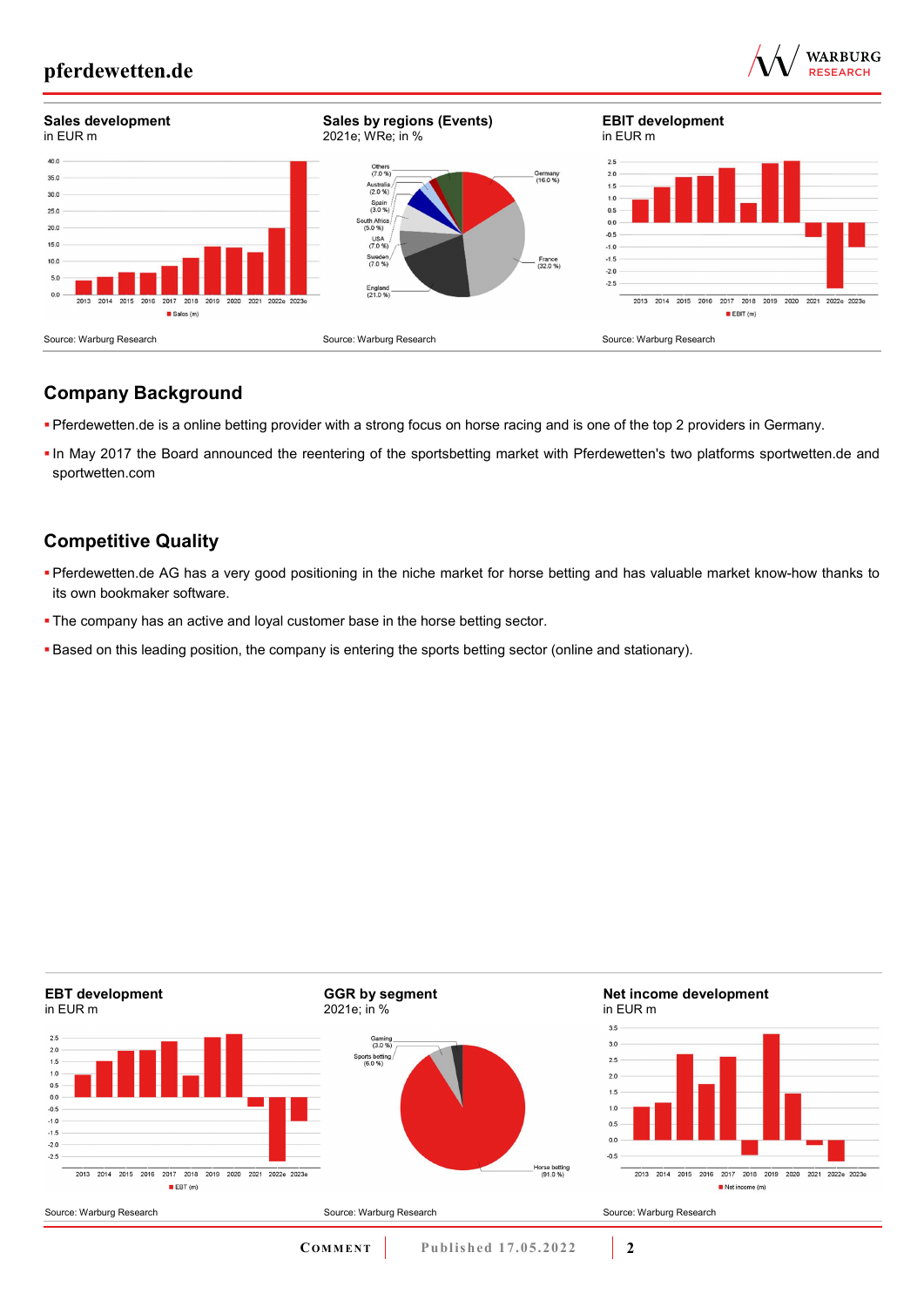**Sales development**
in EUR m

Source: Warburg Research

**Sales by regions (Events)**
2021e; WRe; in %

Source: Warburg Research

**EBIT development**
in EUR m

Source: Warburg Research

## Company Background

- Pferdewetten.de is a online betting provider with a strong focus on horse racing and is one of the top 2 providers in Germany.
- In May 2017 the Board announced the reentering of the sportsbetting market with Pferdewetten's two platforms sportwetten.de and sportwetten.com

## Competitive Quality

- Pferdewetten.de AG has a very good positioning in the niche market for horse betting and has valuable market know-how thanks to its own bookmaker software.
- The company has an active and loyal customer base in the horse betting sector.
- Based on this leading position, the company is entering the sports betting sector (online and stationary).

**EBT development**
in EUR m

Source: Warburg Research

**GGR by segment**
2021e; in %

Source: Warburg Research

**Net income development**
in EUR m

Source: Warburg Research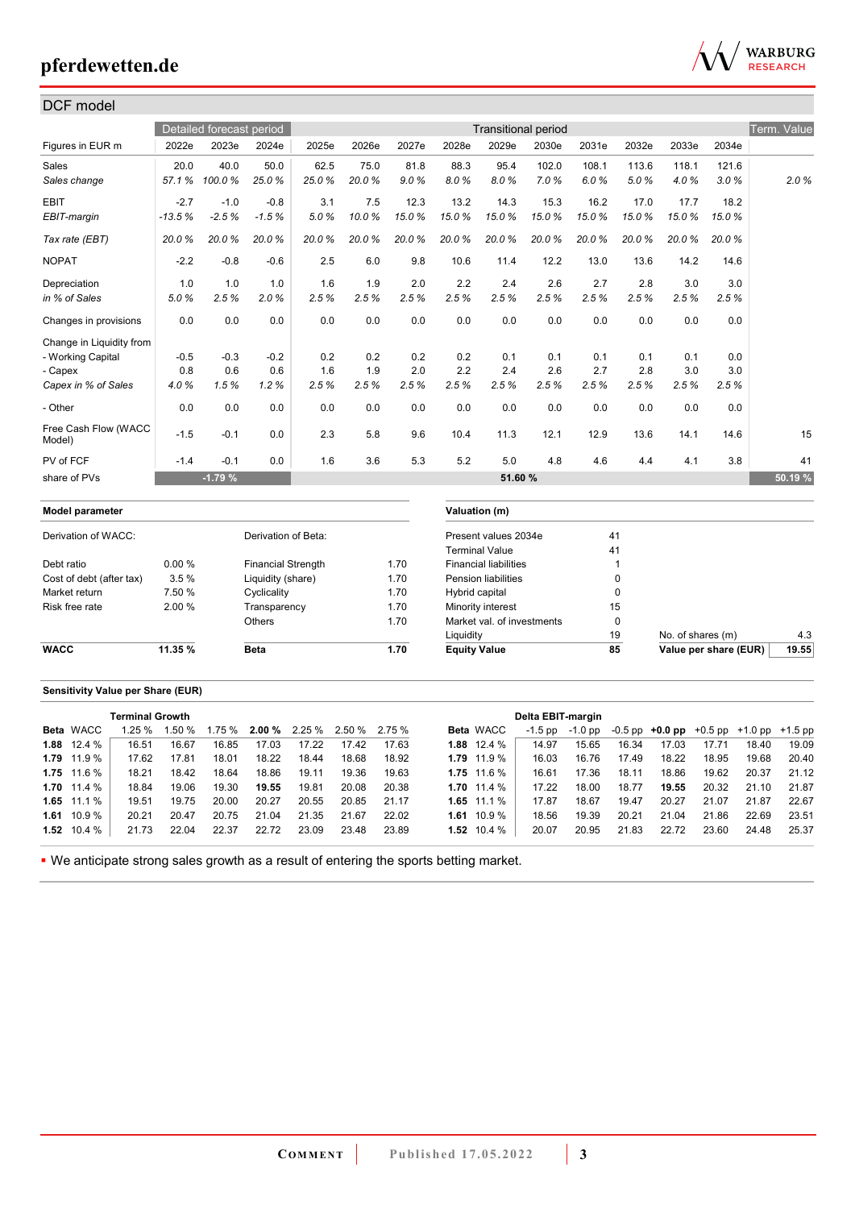## DCF model

| Figures in EUR m | 2022e | 2023e | 2024e | 2025e | 2026e | 2027e | 2028e | 2029e | 2030e | 2031e | 2032e | 2033e | 2034e | Term. Value |
|---|---|---|---|---|---|---|---|---|---|---|---|---|---|---|
| | Detailed forecast period | | | Transitional period | | | | | | | | | | Term. Value |
| Sales | 20.0 | 40.0 | 50.0 | 62.5 | 75.0 | 81.8 | 88.3 | 95.4 | 102.0 | 108.1 | 113.6 | 118.1 | 121.6 | |
| *Sales change* | *57.1 %* | *100.0 %* | *25.0 %* | *25.0 %* | *20.0 %* | *9.0 %* | *8.0 %* | *8.0 %* | *7.0 %* | *6.0 %* | *5.0 %* | *4.0 %* | *3.0 %* | *2.0 %* |
| EBIT | -2.7 | -1.0 | -0.8 | 3.1 | 7.5 | 12.3 | 13.2 | 14.3 | 15.3 | 16.2 | 17.0 | 17.7 | 18.2 | |
| *EBIT-margin* | *-13.5 %* | *-2.5 %* | *-1.5 %* | *5.0 %* | *10.0 %* | *15.0 %* | *15.0 %* | *15.0 %* | *15.0 %* | *15.0 %* | *15.0 %* | *15.0 %* | *15.0 %* | |
| *Tax rate (EBT)* | *20.0 %* | *20.0 %* | *20.0 %* | *20.0 %* | *20.0 %* | *20.0 %* | *20.0 %* | *20.0 %* | *20.0 %* | *20.0 %* | *20.0 %* | *20.0 %* | *20.0 %* | |
| NOPAT | -2.2 | -0.8 | -0.6 | 2.5 | 6.0 | 9.8 | 10.6 | 11.4 | 12.2 | 13.0 | 13.6 | 14.2 | 14.6 | |
| Depreciation | 1.0 | 1.0 | 1.0 | 1.6 | 1.9 | 2.0 | 2.2 | 2.4 | 2.6 | 2.7 | 2.8 | 3.0 | 3.0 | |
| *in % of Sales* | *5.0 %* | *2.5 %* | *2.0 %* | *2.5 %* | *2.5 %* | *2.5 %* | *2.5 %* | *2.5 %* | *2.5 %* | *2.5 %* | *2.5 %* | *2.5 %* | *2.5 %* | |
| Changes in provisions | 0.0 | 0.0 | 0.0 | 0.0 | 0.0 | 0.0 | 0.0 | 0.0 | 0.0 | 0.0 | 0.0 | 0.0 | 0.0 | |
| Change in Liquidity from | | | | | | | | | | | | | | |
| - Working Capital | -0.5 | -0.3 | -0.2 | 0.2 | 0.2 | 0.2 | 0.2 | 0.1 | 0.1 | 0.1 | 0.1 | 0.1 | 0.0 | |
| - Capex | 0.8 | 0.6 | 0.6 | 1.6 | 1.9 | 2.0 | 2.2 | 2.4 | 2.6 | 2.7 | 2.8 | 3.0 | 3.0 | |
| *Capex in % of Sales* | *4.0 %* | *1.5 %* | *1.2 %* | *2.5 %* | *2.5 %* | *2.5 %* | *2.5 %* | *2.5 %* | *2.5 %* | *2.5 %* | *2.5 %* | *2.5 %* | *2.5 %* | |
| - Other | 0.0 | 0.0 | 0.0 | 0.0 | 0.0 | 0.0 | 0.0 | 0.0 | 0.0 | 0.0 | 0.0 | 0.0 | 0.0 | |
| Free Cash Flow (WACC Model) | -1.5 | -0.1 | 0.0 | 2.3 | 5.8 | 9.6 | 10.4 | 11.3 | 12.1 | 12.9 | 13.6 | 14.1 | 14.6 | 15 |
| PV of FCF | -1.4 | -0.1 | 0.0 | 1.6 | 3.6 | 5.3 | 5.2 | 5.0 | 4.8 | 4.6 | 4.4 | 4.1 | 3.8 | 41 |
| share of PVs | | -1.79 % | | | | | | 51.60 % | | | | | | 50.19 % |

### Model parameter

| Derivation of WACC: | | Derivation of Beta: | |
|---|---|---|---|
| Debt ratio | 0.00 % | Financial Strength | 1.70 |
| Cost of debt (after tax) | 3.5 % | Liquidity (share) | 1.70 |
| Market return | 7.50 % | Cyclicality | 1.70 |
| Risk free rate | 2.00 % | Transparency | 1.70 |
| | | Others | 1.70 |
| **WACC** | **11.35 %** | **Beta** | **1.70** |

### Valuation (m)

| | | | |
|---|---|---|---|
| Present values 2034e | 41 | | |
| Terminal Value | 41 | | |
| Financial liabilities | 1 | | |
| Pension liabilities | 0 | | |
| Hybrid capital | 0 | | |
| Minority interest | 15 | | |
| Market val. of investments | 0 | | |
| Liquidity | 19 | No. of shares (m) | 4.3 |
| **Equity Value** | **85** | **Value per share (EUR)** | **19.55** |

### Sensitivity Value per Share (EUR)

| | | Terminal Growth | | | | | | |
|---|---|---|---|---|---|---|---|---|
| **Beta** | WACC | 1.25 % | 1.50 % | 1.75 % | **2.00 %** | 2.25 % | 2.50 % | 2.75 % |
| **1.88** | 12.4 % | 16.51 | 16.67 | 16.85 | 17.03 | 17.22 | 17.42 | 17.63 |
| **1.79** | 11.9 % | 17.62 | 17.81 | 18.01 | 18.22 | 18.44 | 18.68 | 18.92 |
| **1.75** | 11.6 % | 18.21 | 18.42 | 18.64 | 18.86 | 19.11 | 19.36 | 19.63 |
| **1.70** | 11.4 % | 18.84 | 19.06 | 19.30 | **19.55** | 19.81 | 20.08 | 20.38 |
| **1.65** | 11.1 % | 19.51 | 19.75 | 20.00 | 20.27 | 20.55 | 20.85 | 21.17 |
| **1.61** | 10.9 % | 20.21 | 20.47 | 20.75 | 21.04 | 21.35 | 21.67 | 22.02 |
| **1.52** | 10.4 % | 21.73 | 22.04 | 22.37 | 22.72 | 23.09 | 23.48 | 23.89 |

| | | Delta EBIT-margin | | | | | | |
|---|---|---|---|---|---|---|---|---|
| **Beta** | WACC | -1.5 pp | -1.0 pp | -0.5 pp | **+0.0 pp** | +0.5 pp | +1.0 pp | +1.5 pp |
| **1.88** | 12.4 % | 14.97 | 15.65 | 16.34 | 17.03 | 17.71 | 18.40 | 19.09 |
| **1.79** | 11.9 % | 16.03 | 16.76 | 17.49 | 18.22 | 18.95 | 19.68 | 20.40 |
| **1.75** | 11.6 % | 16.61 | 17.36 | 18.11 | 18.86 | 19.62 | 20.37 | 21.12 |
| **1.70** | 11.4 % | 17.22 | 18.00 | 18.77 | **19.55** | 20.32 | 21.10 | 21.87 |
| **1.65** | 11.1 % | 17.87 | 18.67 | 19.47 | 20.27 | 21.07 | 21.87 | 22.67 |
| **1.61** | 10.9 % | 18.56 | 19.39 | 20.21 | 21.04 | 21.86 | 22.69 | 23.51 |
| **1.52** | 10.4 % | 20.07 | 20.95 | 21.83 | 22.72 | 23.60 | 24.48 | 25.37 |

- We anticipate strong sales growth as a result of entering the sports betting market.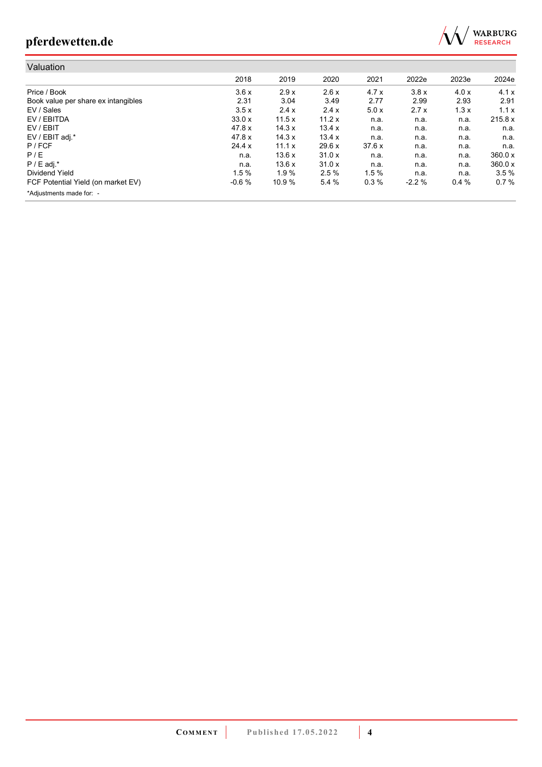## Valuation

| | 2018 | 2019 | 2020 | 2021 | 2022e | 2023e | 2024e |
|---|---|---|---|---|---|---|---|
| Price / Book | 3.6 x | 2.9 x | 2.6 x | 4.7 x | 3.8 x | 4.0 x | 4.1 x |
| Book value per share ex intangibles | 2.31 | 3.04 | 3.49 | 2.77 | 2.99 | 2.93 | 2.91 |
| EV / Sales | 3.5 x | 2.4 x | 2.4 x | 5.0 x | 2.7 x | 1.3 x | 1.1 x |
| EV / EBITDA | 33.0 x | 11.5 x | 11.2 x | n.a. | n.a. | n.a. | 215.8 x |
| EV / EBIT | 47.8 x | 14.3 x | 13.4 x | n.a. | n.a. | n.a. | n.a. |
| EV / EBIT adj.* | 47.8 x | 14.3 x | 13.4 x | n.a. | n.a. | n.a. | n.a. |
| P / FCF | 24.4 x | 11.1 x | 29.6 x | 37.6 x | n.a. | n.a. | n.a. |
| P / E | n.a. | 13.6 x | 31.0 x | n.a. | n.a. | n.a. | 360.0 x |
| P / E adj.* | n.a. | 13.6 x | 31.0 x | n.a. | n.a. | n.a. | 360.0 x |
| Dividend Yield | 1.5 % | 1.9 % | 2.5 % | 1.5 % | n.a. | n.a. | 3.5 % |
| FCF Potential Yield (on market EV) | -0.6 % | 10.9 % | 5.4 % | 0.3 % | -2.2 % | 0.4 % | 0.7 % |

*Adjustments made for: -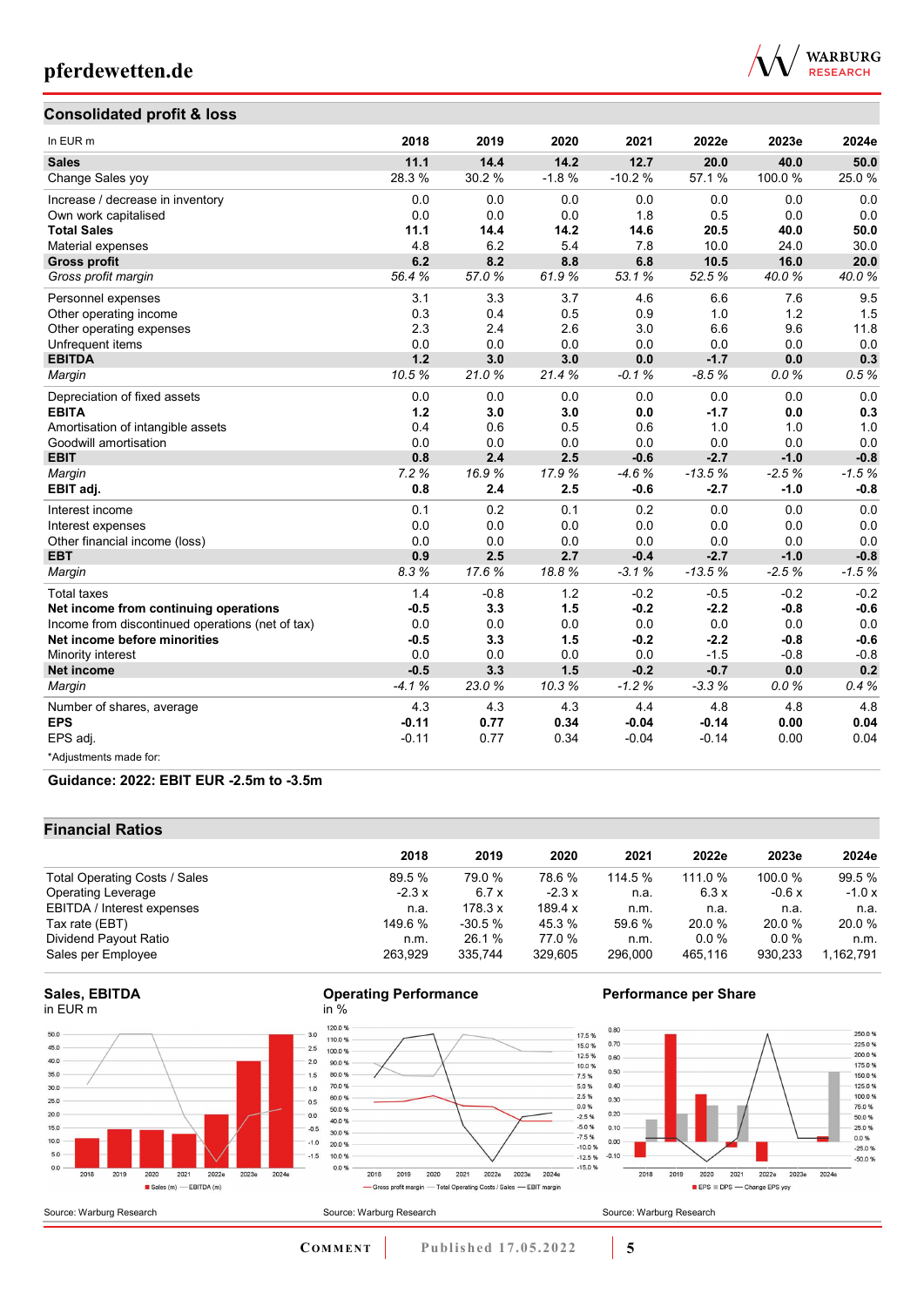## Consolidated profit & loss

| In EUR m | 2018 | 2019 | 2020 | 2021 | 2022e | 2023e | 2024e |
|---|---|---|---|---|---|---|---|
| **Sales** | **11.1** | **14.4** | **14.2** | **12.7** | **20.0** | **40.0** | **50.0** |
| Change Sales yoy | 28.3 % | 30.2 % | -1.8 % | -10.2 % | 57.1 % | 100.0 % | 25.0 % |
| Increase / decrease in inventory | 0.0 | 0.0 | 0.0 | 0.0 | 0.0 | 0.0 | 0.0 |
| Own work capitalised | 0.0 | 0.0 | 0.0 | 1.8 | 0.5 | 0.0 | 0.0 |
| **Total Sales** | **11.1** | **14.4** | **14.2** | **14.6** | **20.5** | **40.0** | **50.0** |
| Material expenses | 4.8 | 6.2 | 5.4 | 7.8 | 10.0 | 24.0 | 30.0 |
| **Gross profit** | **6.2** | **8.2** | **8.8** | **6.8** | **10.5** | **16.0** | **20.0** |
| *Gross profit margin* | *56.4 %* | *57.0 %* | *61.9 %* | *53.1 %* | *52.5 %* | *40.0 %* | *40.0 %* |
| Personnel expenses | 3.1 | 3.3 | 3.7 | 4.6 | 6.6 | 7.6 | 9.5 |
| Other operating income | 0.3 | 0.4 | 0.5 | 0.9 | 1.0 | 1.2 | 1.5 |
| Other operating expenses | 2.3 | 2.4 | 2.6 | 3.0 | 6.6 | 9.6 | 11.8 |
| Unfrequent items | 0.0 | 0.0 | 0.0 | 0.0 | 0.0 | 0.0 | 0.0 |
| **EBITDA** | **1.2** | **3.0** | **3.0** | **0.0** | **-1.7** | **0.0** | **0.3** |
| *Margin* | *10.5 %* | *21.0 %* | *21.4 %* | *-0.1 %* | *-8.5 %* | *0.0 %* | *0.5 %* |
| Depreciation of fixed assets | 0.0 | 0.0 | 0.0 | 0.0 | 0.0 | 0.0 | 0.0 |
| **EBITA** | **1.2** | **3.0** | **3.0** | **0.0** | **-1.7** | **0.0** | **0.3** |
| Amortisation of intangible assets | 0.4 | 0.6 | 0.5 | 0.6 | 1.0 | 1.0 | 1.0 |
| Goodwill amortisation | 0.0 | 0.0 | 0.0 | 0.0 | 0.0 | 0.0 | 0.0 |
| **EBIT** | **0.8** | **2.4** | **2.5** | **-0.6** | **-2.7** | **-1.0** | **-0.8** |
| *Margin* | *7.2 %* | *16.9 %* | *17.9 %* | *-4.6 %* | *-13.5 %* | *-2.5 %* | *-1.5 %* |
| **EBIT adj.** | **0.8** | **2.4** | **2.5** | **-0.6** | **-2.7** | **-1.0** | **-0.8** |
| Interest income | 0.1 | 0.2 | 0.1 | 0.2 | 0.0 | 0.0 | 0.0 |
| Interest expenses | 0.0 | 0.0 | 0.0 | 0.0 | 0.0 | 0.0 | 0.0 |
| Other financial income (loss) | 0.0 | 0.0 | 0.0 | 0.0 | 0.0 | 0.0 | 0.0 |
| **EBT** | **0.9** | **2.5** | **2.7** | **-0.4** | **-2.7** | **-1.0** | **-0.8** |
| *Margin* | *8.3 %* | *17.6 %* | *18.8 %* | *-3.1 %* | *-13.5 %* | *-2.5 %* | *-1.5 %* |
| Total taxes | 1.4 | -0.8 | 1.2 | -0.2 | -0.5 | -0.2 | -0.2 |
| **Net income from continuing operations** | **-0.5** | **3.3** | **1.5** | **-0.2** | **-2.2** | **-0.8** | **-0.6** |
| Income from discontinued operations (net of tax) | 0.0 | 0.0 | 0.0 | 0.0 | 0.0 | 0.0 | 0.0 |
| **Net income before minorities** | **-0.5** | **3.3** | **1.5** | **-0.2** | **-2.2** | **-0.8** | **-0.6** |
| Minority interest | 0.0 | 0.0 | 0.0 | 0.0 | -1.5 | -0.8 | -0.8 |
| **Net income** | **-0.5** | **3.3** | **1.5** | **-0.2** | **-0.7** | **0.0** | **0.2** |
| *Margin* | *-4.1 %* | *23.0 %* | *10.3 %* | *-1.2 %* | *-3.3 %* | *0.0 %* | *0.4 %* |
| Number of shares, average | 4.3 | 4.3 | 4.3 | 4.4 | 4.8 | 4.8 | 4.8 |
| **EPS** | **-0.11** | **0.77** | **0.34** | **-0.04** | **-0.14** | **0.00** | **0.04** |
| EPS adj. | -0.11 | 0.77 | 0.34 | -0.04 | -0.14 | 0.00 | 0.04 |

*Adjustments made for:

**Guidance: 2022: EBIT EUR -2.5m to -3.5m**

## Financial Ratios

| | 2018 | 2019 | 2020 | 2021 | 2022e | 2023e | 2024e |
|---|---|---|---|---|---|---|---|
| Total Operating Costs / Sales | 89.5 % | 79.0 % | 78.6 % | 114.5 % | 111.0 % | 100.0 % | 99.5 % |
| Operating Leverage | -2.3 x | 6.7 x | -2.3 x | n.a. | 6.3 x | -0.6 x | -1.0 x |
| EBITDA / Interest expenses | n.a. | 178.3 x | 189.4 x | n.m. | n.a. | n.a. | n.a. |
| Tax rate (EBT) | 149.6 % | -30.5 % | 45.3 % | 59.6 % | 20.0 % | 20.0 % | 20.0 % |
| Dividend Payout Ratio | n.m. | 26.1 % | 77.0 % | n.m. | 0.0 % | 0.0 % | n.m. |
| Sales per Employee | 263,929 | 335,744 | 329,605 | 296,000 | 465,116 | 930,233 | 1,162,791 |

**Sales, EBITDA**
in EUR m

Source: Warburg Research

**Operating Performance**
in %

Source: Warburg Research

**Performance per Share**

Source: Warburg Research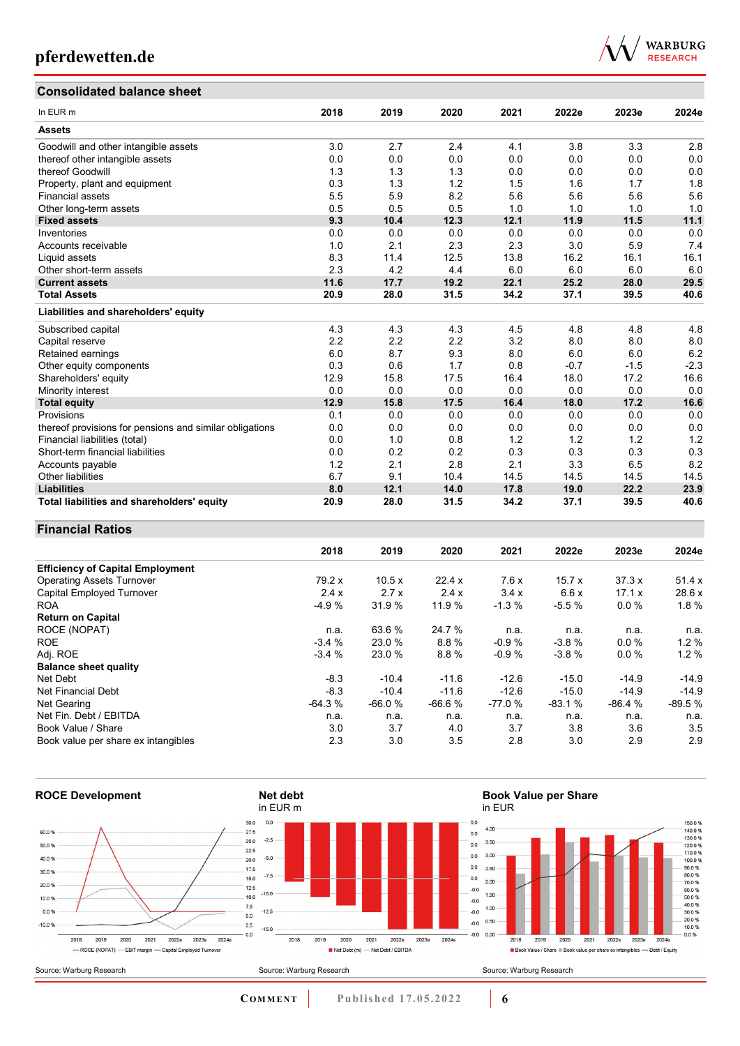## Consolidated balance sheet

| In EUR m | 2018 | 2019 | 2020 | 2021 | 2022e | 2023e | 2024e |
|---|---|---|---|---|---|---|---|
| **Assets** | | | | | | | |
| Goodwill and other intangible assets | 3.0 | 2.7 | 2.4 | 4.1 | 3.8 | 3.3 | 2.8 |
| thereof other intangible assets | 0.0 | 0.0 | 0.0 | 0.0 | 0.0 | 0.0 | 0.0 |
| thereof Goodwill | 1.3 | 1.3 | 1.3 | 0.0 | 0.0 | 0.0 | 0.0 |
| Property, plant and equipment | 0.3 | 1.3 | 1.2 | 1.5 | 1.6 | 1.7 | 1.8 |
| Financial assets | 5.5 | 5.9 | 8.2 | 5.6 | 5.6 | 5.6 | 5.6 |
| Other long-term assets | 0.5 | 0.5 | 0.5 | 1.0 | 1.0 | 1.0 | 1.0 |
| **Fixed assets** | **9.3** | **10.4** | **12.3** | **12.1** | **11.9** | **11.5** | **11.1** |
| Inventories | 0.0 | 0.0 | 0.0 | 0.0 | 0.0 | 0.0 | 0.0 |
| Accounts receivable | 1.0 | 2.1 | 2.3 | 2.3 | 3.0 | 5.9 | 7.4 |
| Liquid assets | 8.3 | 11.4 | 12.5 | 13.8 | 16.2 | 16.1 | 16.1 |
| Other short-term assets | 2.3 | 4.2 | 4.4 | 6.0 | 6.0 | 6.0 | 6.0 |
| **Current assets** | **11.6** | **17.7** | **19.2** | **22.1** | **25.2** | **28.0** | **29.5** |
| **Total Assets** | **20.9** | **28.0** | **31.5** | **34.2** | **37.1** | **39.5** | **40.6** |
| **Liabilities and shareholders' equity** | | | | | | | |
| Subscribed capital | 4.3 | 4.3 | 4.3 | 4.5 | 4.8 | 4.8 | 4.8 |
| Capital reserve | 2.2 | 2.2 | 2.2 | 3.2 | 8.0 | 8.0 | 8.0 |
| Retained earnings | 6.0 | 8.7 | 9.3 | 8.0 | 6.0 | 6.0 | 6.2 |
| Other equity components | 0.3 | 0.6 | 1.7 | 0.8 | -0.7 | -1.5 | -2.3 |
| Shareholders' equity | 12.9 | 15.8 | 17.5 | 16.4 | 18.0 | 17.2 | 16.6 |
| Minority interest | 0.0 | 0.0 | 0.0 | 0.0 | 0.0 | 0.0 | 0.0 |
| **Total equity** | **12.9** | **15.8** | **17.5** | **16.4** | **18.0** | **17.2** | **16.6** |
| Provisions | 0.1 | 0.0 | 0.0 | 0.0 | 0.0 | 0.0 | 0.0 |
| thereof provisions for pensions and similar obligations | 0.0 | 0.0 | 0.0 | 0.0 | 0.0 | 0.0 | 0.0 |
| Financial liabilities (total) | 0.0 | 1.0 | 0.8 | 1.2 | 1.2 | 1.2 | 1.2 |
| Short-term financial liabilities | 0.0 | 0.2 | 0.2 | 0.3 | 0.3 | 0.3 | 0.3 |
| Accounts payable | 1.2 | 2.1 | 2.8 | 2.1 | 3.3 | 6.5 | 8.2 |
| Other liabilities | 6.7 | 9.1 | 10.4 | 14.5 | 14.5 | 14.5 | 14.5 |
| **Liabilities** | **8.0** | **12.1** | **14.0** | **17.8** | **19.0** | **22.2** | **23.9** |
| **Total liabilities and shareholders' equity** | **20.9** | **28.0** | **31.5** | **34.2** | **37.1** | **39.5** | **40.6** |

## Financial Ratios

| | 2018 | 2019 | 2020 | 2021 | 2022e | 2023e | 2024e |
|---|---|---|---|---|---|---|---|
| **Efficiency of Capital Employment** | | | | | | | |
| Operating Assets Turnover | 79.2 x | 10.5 x | 22.4 x | 7.6 x | 15.7 x | 37.3 x | 51.4 x |
| Capital Employed Turnover | 2.4 x | 2.7 x | 2.4 x | 3.4 x | 6.6 x | 17.1 x | 28.6 x |
| ROA | -4.9 % | 31.9 % | 11.9 % | -1.3 % | -5.5 % | 0.0 % | 1.8 % |
| **Return on Capital** | | | | | | | |
| ROCE (NOPAT) | n.a. | 63.6 % | 24.7 % | n.a. | n.a. | n.a. | n.a. |
| ROE | -3.4 % | 23.0 % | 8.8 % | -0.9 % | -3.8 % | 0.0 % | 1.2 % |
| Adj. ROE | -3.4 % | 23.0 % | 8.8 % | -0.9 % | -3.8 % | 0.0 % | 1.2 % |
| **Balance sheet quality** | | | | | | | |
| Net Debt | -8.3 | -10.4 | -11.6 | -12.6 | -15.0 | -14.9 | -14.9 |
| Net Financial Debt | -8.3 | -10.4 | -11.6 | -12.6 | -15.0 | -14.9 | -14.9 |
| Net Gearing | -64.3 % | -66.0 % | -66.6 % | -77.0 % | -83.1 % | -86.4 % | -89.5 % |
| Net Fin. Debt / EBITDA | n.a. | n.a. | n.a. | n.a. | n.a. | n.a. | n.a. |
| Book Value / Share | 3.0 | 3.7 | 4.0 | 3.7 | 3.8 | 3.6 | 3.5 |
| Book value per share ex intangibles | 2.3 | 3.0 | 3.5 | 2.8 | 3.0 | 2.9 | 2.9 |

**ROCE Development**

Source: Warburg Research

**Net debt**
in EUR m

Source: Warburg Research

**Book Value per Share**
in EUR

Source: Warburg Research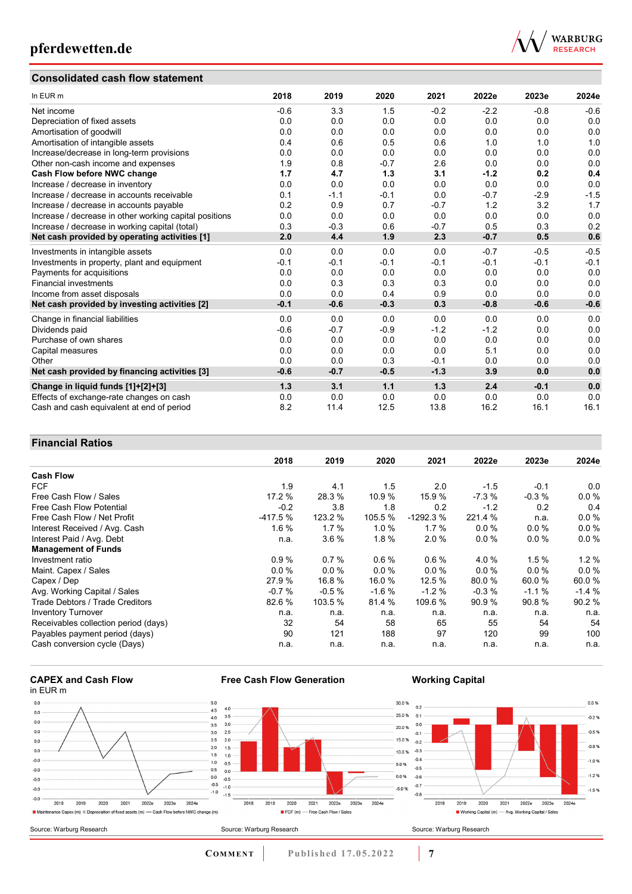## Consolidated cash flow statement

| In EUR m | 2018 | 2019 | 2020 | 2021 | 2022e | 2023e | 2024e |
|---|---|---|---|---|---|---|---|
| Net income | -0.6 | 3.3 | 1.5 | -0.2 | -2.2 | -0.8 | -0.6 |
| Depreciation of fixed assets | 0.0 | 0.0 | 0.0 | 0.0 | 0.0 | 0.0 | 0.0 |
| Amortisation of goodwill | 0.0 | 0.0 | 0.0 | 0.0 | 0.0 | 0.0 | 0.0 |
| Amortisation of intangible assets | 0.4 | 0.6 | 0.5 | 0.6 | 1.0 | 1.0 | 1.0 |
| Increase/decrease in long-term provisions | 0.0 | 0.0 | 0.0 | 0.0 | 0.0 | 0.0 | 0.0 |
| Other non-cash income and expenses | 1.9 | 0.8 | -0.7 | 2.6 | 0.0 | 0.0 | 0.0 |
| **Cash Flow before NWC change** | **1.7** | **4.7** | **1.3** | **3.1** | **-1.2** | **0.2** | **0.4** |
| Increase / decrease in inventory | 0.0 | 0.0 | 0.0 | 0.0 | 0.0 | 0.0 | 0.0 |
| Increase / decrease in accounts receivable | 0.1 | -1.1 | -0.1 | 0.0 | -0.7 | -2.9 | -1.5 |
| Increase / decrease in accounts payable | 0.2 | 0.9 | 0.7 | -0.7 | 1.2 | 3.2 | 1.7 |
| Increase / decrease in other working capital positions | 0.0 | 0.0 | 0.0 | 0.0 | 0.0 | 0.0 | 0.0 |
| Increase / decrease in working capital (total) | 0.3 | -0.3 | 0.6 | -0.7 | 0.5 | 0.3 | 0.2 |
| **Net cash provided by operating activities [1]** | **2.0** | **4.4** | **1.9** | **2.3** | **-0.7** | **0.5** | **0.6** |
| Investments in intangible assets | 0.0 | 0.0 | 0.0 | 0.0 | -0.7 | -0.5 | -0.5 |
| Investments in property, plant and equipment | -0.1 | -0.1 | -0.1 | -0.1 | -0.1 | -0.1 | -0.1 |
| Payments for acquisitions | 0.0 | 0.0 | 0.0 | 0.0 | 0.0 | 0.0 | 0.0 |
| Financial investments | 0.0 | 0.3 | 0.3 | 0.3 | 0.0 | 0.0 | 0.0 |
| Income from asset disposals | 0.0 | 0.0 | 0.4 | 0.9 | 0.0 | 0.0 | 0.0 |
| **Net cash provided by investing activities [2]** | **-0.1** | **-0.6** | **-0.3** | **0.3** | **-0.8** | **-0.6** | **-0.6** |
| Change in financial liabilities | 0.0 | 0.0 | 0.0 | 0.0 | 0.0 | 0.0 | 0.0 |
| Dividends paid | -0.6 | -0.7 | -0.9 | -1.2 | -1.2 | 0.0 | 0.0 |
| Purchase of own shares | 0.0 | 0.0 | 0.0 | 0.0 | 0.0 | 0.0 | 0.0 |
| Capital measures | 0.0 | 0.0 | 0.0 | 0.0 | 5.1 | 0.0 | 0.0 |
| Other | 0.0 | 0.0 | 0.3 | -0.1 | 0.0 | 0.0 | 0.0 |
| **Net cash provided by financing activities [3]** | **-0.6** | **-0.7** | **-0.5** | **-1.3** | **3.9** | **0.0** | **0.0** |
| **Change in liquid funds [1]+[2]+[3]** | **1.3** | **3.1** | **1.1** | **1.3** | **2.4** | **-0.1** | **0.0** |
| Effects of exchange-rate changes on cash | 0.0 | 0.0 | 0.0 | 0.0 | 0.0 | 0.0 | 0.0 |
| Cash and cash equivalent at end of period | 8.2 | 11.4 | 12.5 | 13.8 | 16.2 | 16.1 | 16.1 |

## Financial Ratios

| | 2018 | 2019 | 2020 | 2021 | 2022e | 2023e | 2024e |
|---|---|---|---|---|---|---|---|
| **Cash Flow** | | | | | | | |
| FCF | 1.9 | 4.1 | 1.5 | 2.0 | -1.5 | -0.1 | 0.0 |
| Free Cash Flow / Sales | 17.2 % | 28.3 % | 10.9 % | 15.9 % | -7.3 % | -0.3 % | 0.0 % |
| Free Cash Flow Potential | -0.2 | 3.8 | 1.8 | 0.2 | -1.2 | 0.2 | 0.4 |
| Free Cash Flow / Net Profit | -417.5 % | 123.2 % | 105.5 % | -1292.3 % | 221.4 % | n.a. | 0.0 % |
| Interest Received / Avg. Cash | 1.6 % | 1.7 % | 1.0 % | 1.7 % | 0.0 % | 0.0 % | 0.0 % |
| Interest Paid / Avg. Debt | n.a. | 3.6 % | 1.8 % | 2.0 % | 0.0 % | 0.0 % | 0.0 % |
| **Management of Funds** | | | | | | | |
| Investment ratio | 0.9 % | 0.7 % | 0.6 % | 0.6 % | 4.0 % | 1.5 % | 1.2 % |
| Maint. Capex / Sales | 0.0 % | 0.0 % | 0.0 % | 0.0 % | 0.0 % | 0.0 % | 0.0 % |
| Capex / Dep | 27.9 % | 16.8 % | 16.0 % | 12.5 % | 80.0 % | 60.0 % | 60.0 % |
| Avg. Working Capital / Sales | -0.7 % | -0.5 % | -1.6 % | -1.2 % | -0.3 % | -1.1 % | -1.4 % |
| Trade Debtors / Trade Creditors | 82.6 % | 103.5 % | 81.4 % | 109.6 % | 90.9 % | 90.8 % | 90.2 % |
| Inventory Turnover | n.a. | n.a. | n.a. | n.a. | n.a. | n.a. | n.a. |
| Receivables collection period (days) | 32 | 54 | 58 | 65 | 55 | 54 | 54 |
| Payables payment period (days) | 90 | 121 | 188 | 97 | 120 | 99 | 100 |
| Cash conversion cycle (Days) | n.a. | n.a. | n.a. | n.a. | n.a. | n.a. | n.a. |

**CAPEX and Cash Flow**
in EUR m

Maintenance Capex (m) | Depreciation of fixed assets (m) | Cash Flow before NWC change (m)

Source: Warburg Research

**Free Cash Flow Generation**

FCF (m) | Free Cash Flow / Sales

Source: Warburg Research

**Working Capital**

Working Capital (m) | Avg. Working Capital / Sales

Source: Warburg Research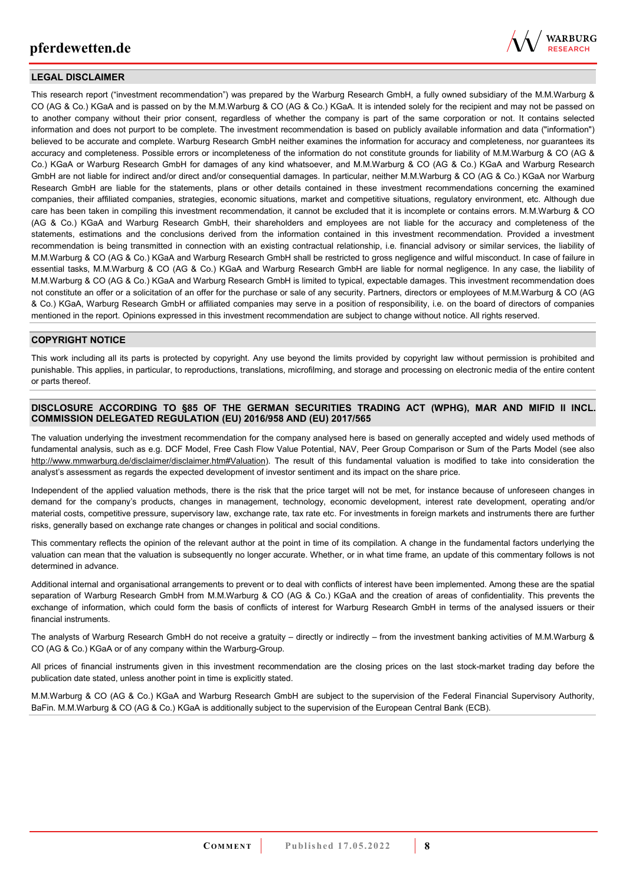## LEGAL DISCLAIMER

This research report ("investment recommendation") was prepared by the Warburg Research GmbH, a fully owned subsidiary of the M.M.Warburg & CO (AG & Co.) KGaA and is passed on by the M.M.Warburg & CO (AG & Co.) KGaA. It is intended solely for the recipient and may not be passed on to another company without their prior consent, regardless of whether the company is part of the same corporation or not. It contains selected information and does not purport to be complete. The investment recommendation is based on publicly available information and data ("information") believed to be accurate and complete. Warburg Research GmbH neither examines the information for accuracy and completeness, nor guarantees its accuracy and completeness. Possible errors or incompleteness of the information do not constitute grounds for liability of M.M.Warburg & CO (AG & Co.) KGaA or Warburg Research GmbH for damages of any kind whatsoever, and M.M.Warburg & CO (AG & Co.) KGaA and Warburg Research GmbH are not liable for indirect and/or direct and/or consequential damages. In particular, neither M.M.Warburg & CO (AG & Co.) KGaA nor Warburg Research GmbH are liable for the statements, plans or other details contained in these investment recommendations concerning the examined companies, their affiliated companies, strategies, economic situations, market and competitive situations, regulatory environment, etc. Although due care has been taken in compiling this investment recommendation, it cannot be excluded that it is incomplete or contains errors. M.M.Warburg & CO (AG & Co.) KGaA and Warburg Research GmbH, their shareholders and employees are not liable for the accuracy and completeness of the statements, estimations and the conclusions derived from the information contained in this investment recommendation. Provided a investment recommendation is being transmitted in connection with an existing contractual relationship, i.e. financial advisory or similar services, the liability of M.M.Warburg & CO (AG & Co.) KGaA and Warburg Research GmbH shall be restricted to gross negligence and wilful misconduct. In case of failure in essential tasks, M.M.Warburg & CO (AG & Co.) KGaA and Warburg Research GmbH are liable for normal negligence. In any case, the liability of M.M.Warburg & CO (AG & Co.) KGaA and Warburg Research GmbH is limited to typical, expectable damages. This investment recommendation does not constitute an offer or a solicitation of an offer for the purchase or sale of any security. Partners, directors or employees of M.M.Warburg & CO (AG & Co.) KGaA, Warburg Research GmbH or affiliated companies may serve in a position of responsibility, i.e. on the board of directors of companies mentioned in the report. Opinions expressed in this investment recommendation are subject to change without notice. All rights reserved.

## COPYRIGHT NOTICE

This work including all its parts is protected by copyright. Any use beyond the limits provided by copyright law without permission is prohibited and punishable. This applies, in particular, to reproductions, translations, microfilming, and storage and processing on electronic media of the entire content or parts thereof.

## DISCLOSURE ACCORDING TO §85 OF THE GERMAN SECURITIES TRADING ACT (WPHG), MAR AND MIFID II INCL. COMMISSION DELEGATED REGULATION (EU) 2016/958 AND (EU) 2017/565

The valuation underlying the investment recommendation for the company analysed here is based on generally accepted and widely used methods of fundamental analysis, such as e.g. DCF Model, Free Cash Flow Value Potential, NAV, Peer Group Comparison or Sum of the Parts Model (see also http://www.mmwarburg.de/disclaimer/disclaimer.htm#Valuation). The result of this fundamental valuation is modified to take into consideration the analyst's assessment as regards the expected development of investor sentiment and its impact on the share price.

Independent of the applied valuation methods, there is the risk that the price target will not be met, for instance because of unforeseen changes in demand for the company's products, changes in management, technology, economic development, interest rate development, operating and/or material costs, competitive pressure, supervisory law, exchange rate, tax rate etc. For investments in foreign markets and instruments there are further risks, generally based on exchange rate changes or changes in political and social conditions.

This commentary reflects the opinion of the relevant author at the point in time of its compilation. A change in the fundamental factors underlying the valuation can mean that the valuation is subsequently no longer accurate. Whether, or in what time frame, an update of this commentary follows is not determined in advance.

Additional internal and organisational arrangements to prevent or to deal with conflicts of interest have been implemented. Among these are the spatial separation of Warburg Research GmbH from M.M.Warburg & CO (AG & Co.) KGaA and the creation of areas of confidentiality. This prevents the exchange of information, which could form the basis of conflicts of interest for Warburg Research GmbH in terms of the analysed issuers or their financial instruments.

The analysts of Warburg Research GmbH do not receive a gratuity – directly or indirectly – from the investment banking activities of M.M.Warburg & CO (AG & Co.) KGaA or of any company within the Warburg-Group.

All prices of financial instruments given in this investment recommendation are the closing prices on the last stock-market trading day before the publication date stated, unless another point in time is explicitly stated.

M.M.Warburg & CO (AG & Co.) KGaA and Warburg Research GmbH are subject to the supervision of the Federal Financial Supervisory Authority, BaFin. M.M.Warburg & CO (AG & Co.) KGaA is additionally subject to the supervision of the European Central Bank (ECB).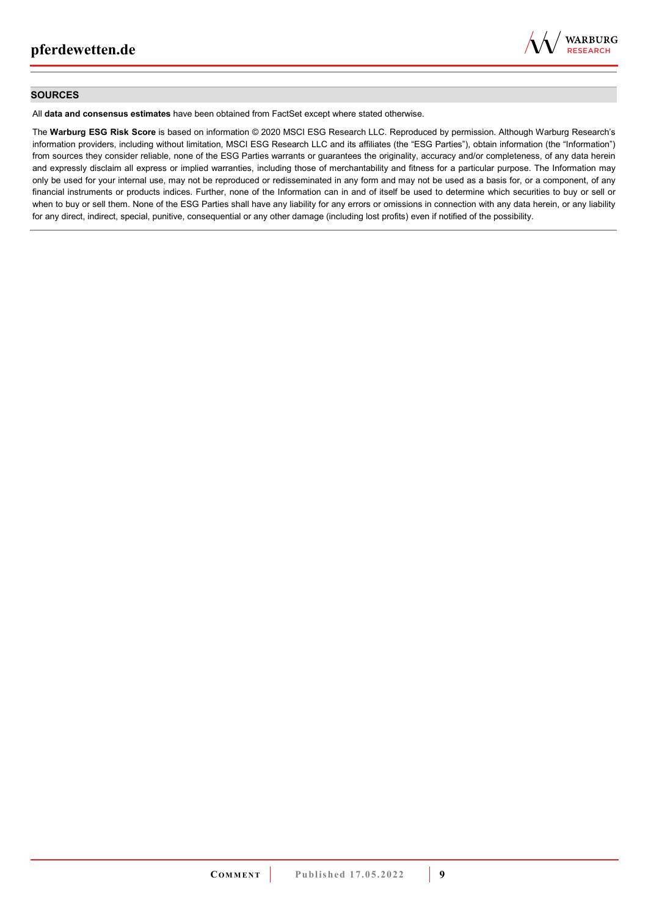## SOURCES

All **data and consensus estimates** have been obtained from FactSet except where stated otherwise.

The **Warburg ESG Risk Score** is based on information © 2020 MSCI ESG Research LLC. Reproduced by permission. Although Warburg Research's information providers, including without limitation, MSCI ESG Research LLC and its affiliates (the "ESG Parties"), obtain information (the "Information") from sources they consider reliable, none of the ESG Parties warrants or guarantees the originality, accuracy and/or completeness, of any data herein and expressly disclaim all express or implied warranties, including those of merchantability and fitness for a particular purpose. The Information may only be used for your internal use, may not be reproduced or redisseminated in any form and may not be used as a basis for, or a component, of any financial instruments or products indices. Further, none of the Information can in and of itself be used to determine which securities to buy or sell or when to buy or sell them. None of the ESG Parties shall have any liability for any errors or omissions in connection with any data herein, or any liability for any direct, indirect, special, punitive, consequential or any other damage (including lost profits) even if notified of the possibility.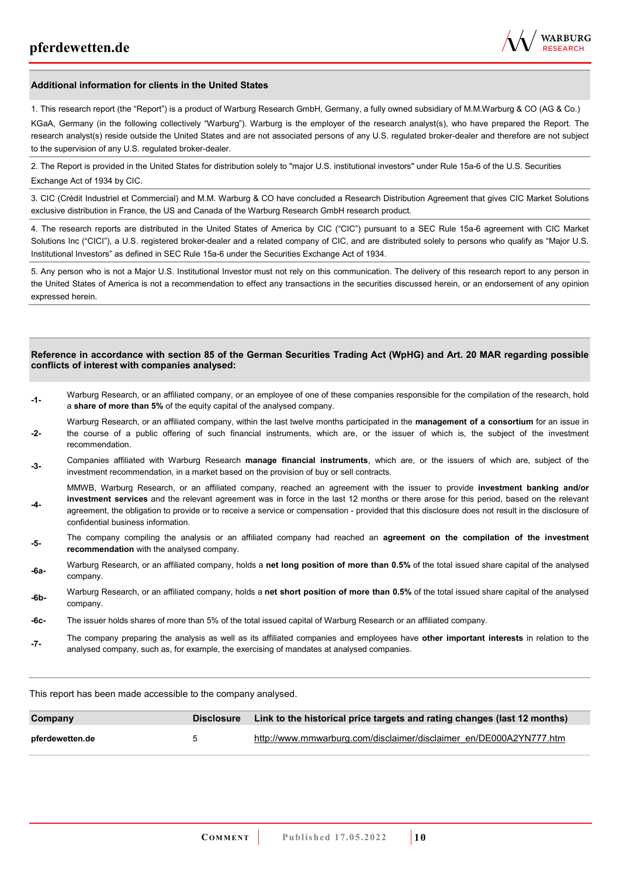## Additional information for clients in the United States

1. This research report (the "Report") is a product of Warburg Research GmbH, Germany, a fully owned subsidiary of M.M.Warburg & CO (AG & Co.) KGaA, Germany (in the following collectively "Warburg"). Warburg is the employer of the research analyst(s), who have prepared the Report. The research analyst(s) reside outside the United States and are not associated persons of any U.S. regulated broker-dealer and therefore are not subject to the supervision of any U.S. regulated broker-dealer.

2. The Report is provided in the United States for distribution solely to "major U.S. institutional investors" under Rule 15a-6 of the U.S. Securities Exchange Act of 1934 by CIC.

3. CIC (Crédit Industriel et Commercial) and M.M. Warburg & CO have concluded a Research Distribution Agreement that gives CIC Market Solutions exclusive distribution in France, the US and Canada of the Warburg Research GmbH research product.

4. The research reports are distributed in the United States of America by CIC ("CIC") pursuant to a SEC Rule 15a-6 agreement with CIC Market Solutions Inc ("CICI"), a U.S. registered broker-dealer and a related company of CIC, and are distributed solely to persons who qualify as "Major U.S. Institutional Investors" as defined in SEC Rule 15a-6 under the Securities Exchange Act of 1934.

5. Any person who is not a Major U.S. Institutional Investor must not rely on this communication. The delivery of this research report to any person in the United States of America is not a recommendation to effect any transactions in the securities discussed herein, or an endorsement of any opinion expressed herein.

## Reference in accordance with section 85 of the German Securities Trading Act (WpHG) and Art. 20 MAR regarding possible conflicts of interest with companies analysed:

- **-1-** Warburg Research, or an affiliated company, or an employee of one of these companies responsible for the compilation of the research, hold a **share of more than 5%** of the equity capital of the analysed company.
- **-2-** Warburg Research, or an affiliated company, within the last twelve months participated in the **management of a consortium** for an issue in the course of a public offering of such financial instruments, which are, or the issuer of which is, the subject of the investment recommendation.
- **-3-** Companies affiliated with Warburg Research **manage financial instruments**, which are, or the issuers of which are, subject of the investment recommendation, in a market based on the provision of buy or sell contracts.
- **-4-** MMWB, Warburg Research, or an affiliated company, reached an agreement with the issuer to provide **investment banking and/or investment services** and the relevant agreement was in force in the last 12 months or there arose for this period, based on the relevant agreement, the obligation to provide or to receive a service or compensation - provided that this disclosure does not result in the disclosure of confidential business information.
- **-5-** The company compiling the analysis or an affiliated company had reached an **agreement on the compilation of the investment recommendation** with the analysed company.
- **-6a-** Warburg Research, or an affiliated company, holds a **net long position of more than 0.5%** of the total issued share capital of the analysed company.
- **-6b-** Warburg Research, or an affiliated company, holds a **net short position of more than 0.5%** of the total issued share capital of the analysed company.
- **-6c-** The issuer holds shares of more than 5% of the total issued capital of Warburg Research or an affiliated company.
- **-7-** The company preparing the analysis as well as its affiliated companies and employees have **other important interests** in relation to the analysed company, such as, for example, the exercising of mandates at analysed companies.

This report has been made accessible to the company analysed.

| Company | Disclosure | Link to the historical price targets and rating changes (last 12 months) |
|---|---|---|
| pferdewetten.de | 5 | http://www.mmwarburg.com/disclaimer/disclaimer_en/DE000A2YN777.htm |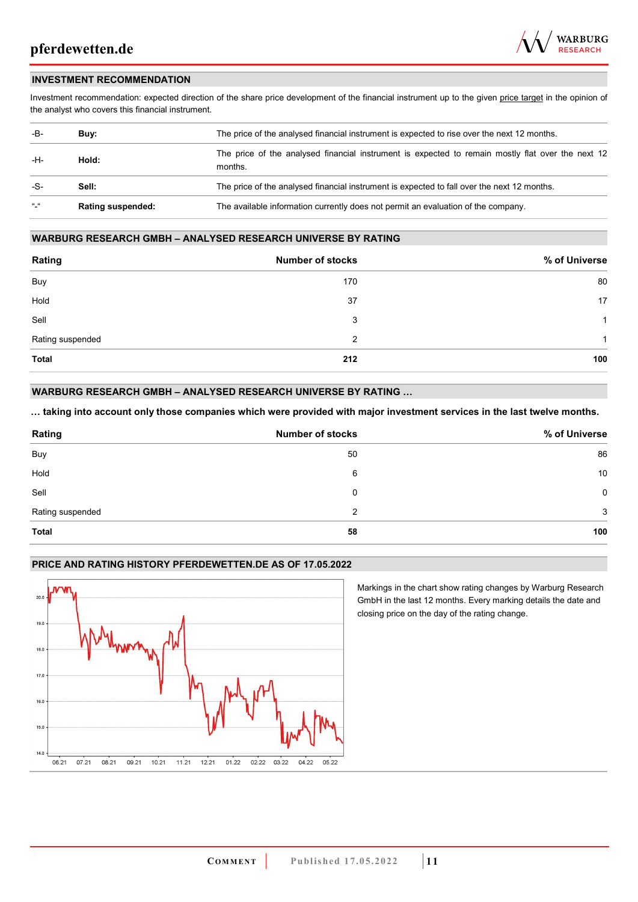## INVESTMENT RECOMMENDATION

Investment recommendation: expected direction of the share price development of the financial instrument up to the given price target in the opinion of the analyst who covers this financial instrument.

| | | |
|---|---|---|
| -B- | **Buy:** | The price of the analysed financial instrument is expected to rise over the next 12 months. |
| -H- | **Hold:** | The price of the analysed financial instrument is expected to remain mostly flat over the next 12 months. |
| -S- | **Sell:** | The price of the analysed financial instrument is expected to fall over the next 12 months. |
| "-" | **Rating suspended:** | The available information currently does not permit an evaluation of the company. |

## WARBURG RESEARCH GMBH – ANALYSED RESEARCH UNIVERSE BY RATING

| Rating | Number of stocks | % of Universe |
|---|---|---|
| Buy | 170 | 80 |
| Hold | 37 | 17 |
| Sell | 3 | 1 |
| Rating suspended | 2 | 1 |
| **Total** | **212** | **100** |

## WARBURG RESEARCH GMBH – ANALYSED RESEARCH UNIVERSE BY RATING …

**… taking into account only those companies which were provided with major investment services in the last twelve months.**

| Rating | Number of stocks | % of Universe |
|---|---|---|
| Buy | 50 | 86 |
| Hold | 6 | 10 |
| Sell | 0 | 0 |
| Rating suspended | 2 | 3 |
| **Total** | **58** | **100** |

## PRICE AND RATING HISTORY PFERDEWETTEN.DE AS OF 17.05.2022

Markings in the chart show rating changes by Warburg Research GmbH in the last 12 months. Every marking details the date and closing price on the day of the rating change.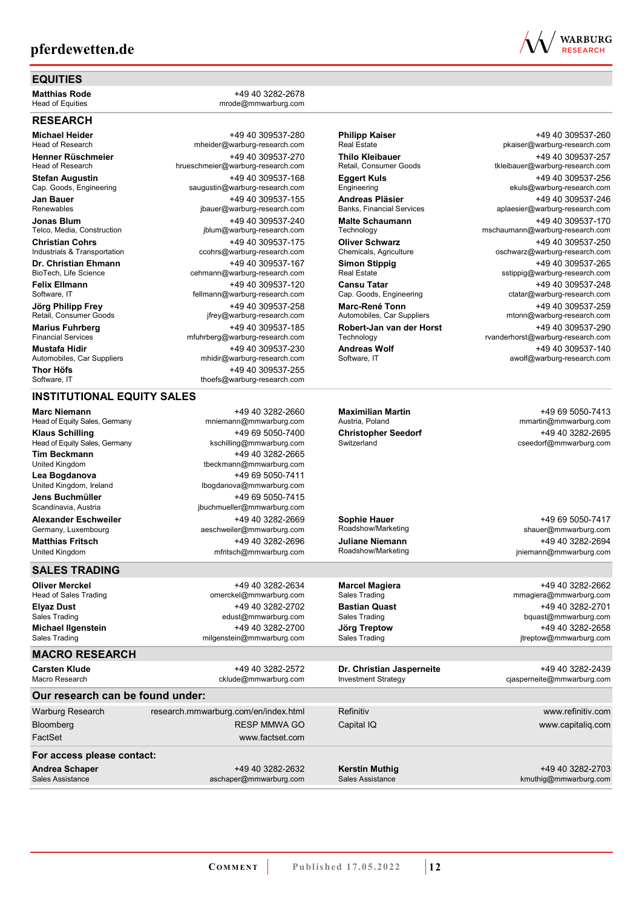## EQUITIES

**Matthias Rode** +49 40 3282-2678
Head of Equities mrode@mmwarburg.com

## RESEARCH

| | | | |
|---|---|---|---|
| **Michael Heider**<br>Head of Research | +49 40 309537-280<br>mheider@warburg-research.com | **Philipp Kaiser**<br>Real Estate | +49 40 309537-260<br>pkaiser@warburg-research.com |
| **Henner Rüschmeier**<br>Head of Research | +49 40 309537-270<br>hrueschmeier@warburg-research.com | **Thilo Kleibauer**<br>Retail, Consumer Goods | +49 40 309537-257<br>tkleibauer@warburg-research.com |
| **Stefan Augustin**<br>Cap. Goods, Engineering | +49 40 309537-168<br>saugustin@warburg-research.com | **Eggert Kuls**<br>Engineering | +49 40 309537-256<br>ekuls@warburg-research.com |
| **Jan Bauer**<br>Renewables | +49 40 309537-155<br>jbauer@warburg-research.com | **Andreas Pläsier**<br>Banks, Financial Services | +49 40 309537-246<br>aplaesier@warburg-research.com |
| **Jonas Blum**<br>Telco, Media, Construction | +49 40 309537-240<br>jblum@warburg-research.com | **Malte Schaumann**<br>Technology | +49 40 309537-170<br>mschaumann@warburg-research.com |
| **Christian Cohrs**<br>Industrials & Transportation | +49 40 309537-175<br>ccohrs@warburg-research.com | **Oliver Schwarz**<br>Chemicals, Agriculture | +49 40 309537-250<br>oschwarz@warburg-research.com |
| **Dr. Christian Ehmann**<br>BioTech, Life Science | +49 40 309537-167<br>cehmann@warburg-research.com | **Simon Stippig**<br>Real Estate | +49 40 309537-265<br>sstippig@warburg-research.com |
| **Felix Ellmann**<br>Software, IT | +49 40 309537-120<br>fellmann@warburg-research.com | **Cansu Tatar**<br>Cap. Goods, Engineering | +49 40 309537-248<br>ctatar@warburg-research.com |
| **Jörg Philipp Frey**<br>Retail, Consumer Goods | +49 40 309537-258<br>jfrey@warburg-research.com | **Marc-René Tonn**<br>Automobiles, Car Suppliers | +49 40 309537-259<br>mtonn@warburg-research.com |
| **Marius Fuhrberg**<br>Financial Services | +49 40 309537-185<br>mfuhrberg@warburg-research.com | **Robert-Jan van der Horst**<br>Technology | +49 40 309537-290<br>rvanderhorst@warburg-research.com |
| **Mustafa Hidir**<br>Automobiles, Car Suppliers | +49 40 309537-230<br>mhidir@warburg-research.com | **Andreas Wolf**<br>Software, IT | +49 40 309537-140<br>awolf@warburg-research.com |
| **Thor Höfs**<br>Software, IT | +49 40 309537-255<br>thoefs@warburg-research.com | | |

## INSTITUTIONAL EQUITY SALES

| | | | |
|---|---|---|---|
| **Marc Niemann**<br>Head of Equity Sales, Germany | +49 40 3282-2660<br>mniemann@mmwarburg.com | **Maximilian Martin**<br>Austria, Poland | +49 69 5050-7413<br>mmartin@mmwarburg.com |
| **Klaus Schilling**<br>Head of Equity Sales, Germany | +49 69 5050-7400<br>kschilling@mmwarburg.com | **Christopher Seedorf**<br>Switzerland | +49 40 3282-2695<br>cseedorf@mmwarburg.com |
| **Tim Beckmann**<br>United Kingdom | +49 40 3282-2665<br>tbeckmann@mmwarburg.com | | |
| **Lea Bogdanova**<br>United Kingdom, Ireland | +49 69 5050-7411<br>lbogdanova@mmwarburg.com | | |
| **Jens Buchmüller**<br>Scandinavia, Austria | +49 69 5050-7415<br>jbuchmueller@mmwarburg.com | | |
| **Alexander Eschweiler**<br>Germany, Luxembourg | +49 40 3282-2669<br>aeschweiler@mmwarburg.com | **Sophie Hauer**<br>Roadshow/Marketing | +49 69 5050-7417<br>shauer@mmwarburg.com |
| **Matthias Fritsch**<br>United Kingdom | +49 40 3282-2696<br>mfritsch@mmwarburg.com | **Juliane Niemann**<br>Roadshow/Marketing | +49 40 3282-2694<br>jniemann@mmwarburg.com |

## SALES TRADING

| | | | |
|---|---|---|---|
| **Oliver Merckel**<br>Head of Sales Trading | +49 40 3282-2634<br>omerckel@mmwarburg.com | **Marcel Magiera**<br>Sales Trading | +49 40 3282-2662<br>mmagiera@mmwarburg.com |
| **Elyaz Dust**<br>Sales Trading | +49 40 3282-2702<br>edust@mmwarburg.com | **Bastian Quast**<br>Sales Trading | +49 40 3282-2701<br>bquast@mmwarburg.com |
| **Michael Ilgenstein**<br>Sales Trading | +49 40 3282-2700<br>milgenstein@mmwarburg.com | **Jörg Treptow**<br>Sales Trading | +49 40 3282-2658<br>jtreptow@mmwarburg.com |

## MACRO RESEARCH

| | | | |
|---|---|---|---|
| **Carsten Klude**<br>Macro Research | +49 40 3282-2572<br>cklude@mmwarburg.com | **Dr. Christian Jasperneite**<br>Investment Strategy | +49 40 3282-2439<br>cjasperneite@mmwarburg.com |

## Our research can be found under:

| | | | |
|---|---|---|---|
| Warburg Research | research.mmwarburg.com/en/index.html | Refinitiv | www.refinitiv.com |
| Bloomberg | RESP MMWA GO | Capital IQ | www.capitaliq.com |
| FactSet | www.factset.com | | |

## For access please contact:

| | | | |
|---|---|---|---|
| **Andrea Schaper**<br>Sales Assistance | +49 40 3282-2632<br>aschaper@mmwarburg.com | **Kerstin Muthig**<br>Sales Assistance | +49 40 3282-2703<br>kmuthig@mmwarburg.com |